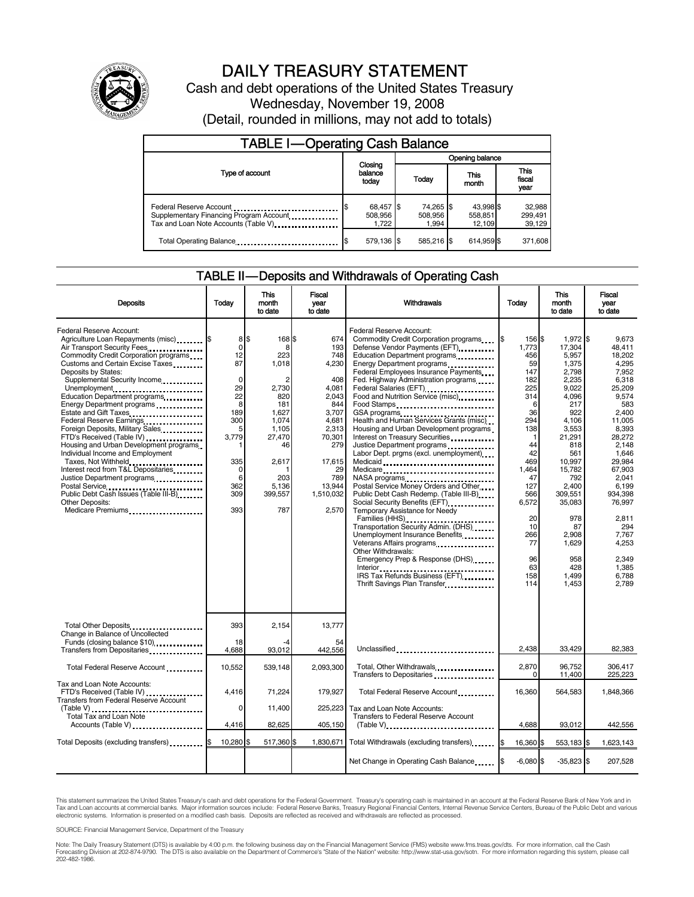# DAILY TREASURY STATEMENT

Cash and debt operations of the United States Treasury

Wednesday, November 19, 2008

(Detail, rounded in millions, may not add to totals)

## TABLE I—Operating Cash Balance

| Type of account | Closing balance today | Opening balance Today | Opening balance This month | Opening balance This fiscal year |
|---|---|---|---|---|
| Federal Reserve Account | $ 68,457 | $ 74,265 | $ 43,998 | $ 32,988 |
| Supplementary Financing Program Account | 508,956 | 508,956 | 558,851 | 299,491 |
| Tax and Loan Note Accounts (Table V) | 1,722 | 1,994 | 12,109 | 39,129 |
| Total Operating Balance | $ 579,136 | $ 585,216 | $ 614,959 | $ 371,608 |

## TABLE II—Deposits and Withdrawals of Operating Cash

| Deposits | Today | This month to date | Fiscal year to date |
|---|---|---|---|
| Federal Reserve Account: | | | |
| Agriculture Loan Repayments (misc) | $ 8 | $ 168 | $ 674 |
| Air Transport Security Fees | 0 | 8 | 193 |
| Commodity Credit Corporation programs | 12 | 223 | 748 |
| Customs and Certain Excise Taxes | 87 | 1,018 | 4,230 |
| Deposits by States: | | | |
| Supplemental Security Income | 0 | 2 | 408 |
| Unemployment | 29 | 2,730 | 4,081 |
| Education Department programs | 22 | 820 | 2,043 |
| Energy Department programs | 8 | 181 | 844 |
| Estate and Gift Taxes | 189 | 1,627 | 3,707 |
| Federal Reserve Earnings | 300 | 1,074 | 4,681 |
| Foreign Deposits, Military Sales | 5 | 1,105 | 2,313 |
| FTD's Received (Table IV) | 3,779 | 27,470 | 70,301 |
| Housing and Urban Development programs | 1 | 46 | 279 |
| Individual Income and Employment Taxes, Not Withheld | 335 | 2,617 | 17,615 |
| Interest recd from T&L Depositaries | 0 | 1 | 29 |
| Justice Department programs | 6 | 203 | 789 |
| Postal Service | 362 | 5,136 | 13,944 |
| Public Debt Cash Issues (Table III-B) | 309 | 399,557 | 1,510,032 |
| Other Deposits: | | | |
| Medicare Premiums | 393 | 787 | 2,570 |
| Total Other Deposits | 393 | 2,154 | 13,777 |
| Change in Balance of Uncollected Funds (closing balance $10) | 18 | -4 | 54 |
| Transfers from Depositaries | 4,688 | 93,012 | 442,556 |
| Total Federal Reserve Account | 10,552 | 539,148 | 2,093,300 |
| Tax and Loan Note Accounts: | | | |
| FTD's Received (Table IV) | 4,416 | 71,224 | 179,927 |
| Transfers from Federal Reserve Account (Table V) | 0 | 11,400 | 225,223 |
| Total Tax and Loan Note Accounts (Table V) | 4,416 | 82,625 | 405,150 |
| Total Deposits (excluding transfers) | $ 10,280 | $ 517,360 | $ 1,830,671 |

| Withdrawals | Today | This month to date | Fiscal year to date |
|---|---|---|---|
| Federal Reserve Account: | | | |
| Commodity Credit Corporation programs | $ 156 | $ 1,972 | $ 9,673 |
| Defense Vendor Payments (EFT) | 1,773 | 17,304 | 48,411 |
| Education Department programs | 456 | 5,957 | 18,202 |
| Energy Department programs | 59 | 1,375 | 4,295 |
| Federal Employees Insurance Payments | 147 | 2,798 | 7,952 |
| Fed. Highway Administration programs | 182 | 2,235 | 6,318 |
| Federal Salaries (EFT) | 225 | 9,022 | 25,209 |
| Food and Nutrition Service (misc) | 314 | 4,096 | 9,574 |
| Food Stamps | 6 | 217 | 583 |
| GSA programs | 36 | 922 | 2,400 |
| Health and Human Services Grants (misc) | 294 | 4,106 | 11,005 |
| Housing and Urban Development programs | 138 | 3,553 | 8,393 |
| Interest on Treasury Securities | 1 | 21,291 | 28,272 |
| Justice Department programs | 44 | 818 | 2,148 |
| Labor Dept. prgms (excl. unemployment) | 42 | 561 | 1,646 |
| Medicaid | 469 | 10,997 | 29,984 |
| Medicare | 1,464 | 15,782 | 67,903 |
| NASA programs | 47 | 792 | 2,041 |
| Postal Service Money Orders and Other | 127 | 2,400 | 6,199 |
| Public Debt Cash Redemp. (Table III-B) | 566 | 309,551 | 934,398 |
| Social Security Benefits (EFT) | 6,572 | 35,083 | 76,997 |
| Temporary Assistance for Needy Families (HHS) | 20 | 978 | 2,811 |
| Transportation Security Admin. (DHS) | 10 | 87 | 294 |
| Unemployment Insurance Benefits | 266 | 2,908 | 7,767 |
| Veterans Affairs programs | 77 | 1,629 | 4,253 |
| Other Withdrawals: | | | |
| Emergency Prep & Response (DHS) | 96 | 958 | 2,349 |
| Interior | 63 | 428 | 1,385 |
| IRS Tax Refunds Business (EFT) | 158 | 1,499 | 6,788 |
| Thrift Savings Plan Transfer | 114 | 1,453 | 2,789 |
| Unclassified | 2,438 | 33,429 | 82,383 |
| Total, Other Withdrawals | 2,870 | 96,752 | 306,417 |
| Transfers to Depositaries | 0 | 11,400 | 225,223 |
| Total Federal Reserve Account | 16,360 | 564,583 | 1,848,366 |
| Tax and Loan Note Accounts: | | | |
| Transfers to Federal Reserve Account (Table V) | 4,688 | 93,012 | 442,556 |
| Total Withdrawals (excluding transfers) | $ 16,360 | $ 553,183 | $ 1,623,143 |
| Net Change in Operating Cash Balance | $ -6,080 | $ -35,823 | $ 207,528 |

This statement summarizes the United States Treasury's cash and debt operations for the Federal Government. Treasury's operating cash is maintained in an account at the Federal Reserve Bank of New York and in Tax and Loan accounts at commercial banks. Major information sources include: Federal Reserve Banks, Treasury Regional Financial Centers, Internal Revenue Service Centers, Bureau of the Public Debt and various electronic systems. Information is presented on a modified cash basis. Deposits are reflected as received and withdrawals are reflected as processed.

SOURCE: Financial Management Service, Department of the Treasury

Note: The Daily Treasury Statement (DTS) is available by 4:00 p.m. the following business day on the Financial Management Service (FMS) website www.fms.treas.gov/dts. For more information, call the Cash Forecasting Division at 202-874-9790. The DTS is also available on the Department of Commerce's "State of the Nation" website: http://www.stat-usa.gov/sotn. For more information regarding this system, please call 202-482-1986.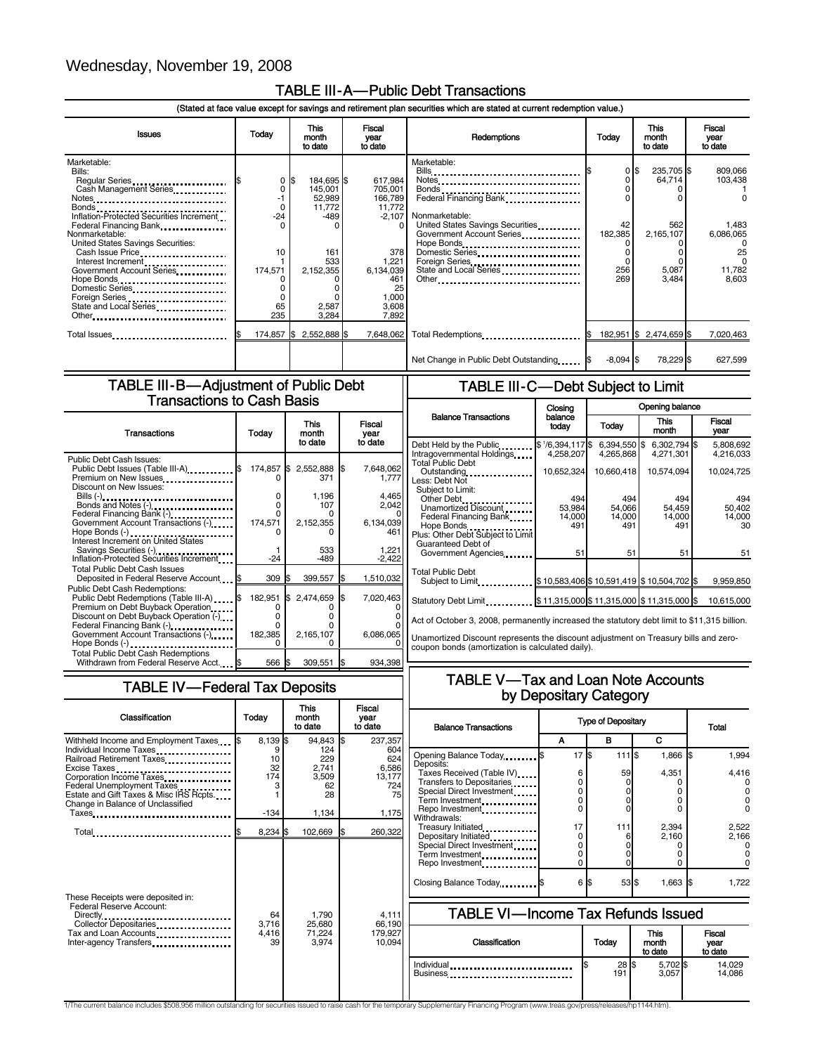Wednesday, November 19, 2008

## TABLE III-A—Public Debt Transactions

(Stated at face value except for savings and retirement plan securities which are stated at current redemption value.)

| Issues | Today | This month to date | Fiscal year to date |
|---|---|---|---|
| Marketable: | | | |
| Bills: | | | |
| Regular Series | $ 0 | $ 184,695 | $ 617,984 |
| Cash Management Series | 0 | 145,001 | 705,001 |
| Notes | -1 | 52,989 | 166,789 |
| Bonds | 0 | 11,772 | 11,772 |
| Inflation-Protected Securities Increment | -24 | -489 | -2,107 |
| Federal Financing Bank | 0 | 0 | 0 |
| Nonmarketable: | | | |
| United States Savings Securities: | | | |
| Cash Issue Price | 10 | 161 | 378 |
| Interest Increment | 1 | 533 | 1,221 |
| Government Account Series | 174,571 | 2,152,355 | 6,134,039 |
| Hope Bonds | 0 | 0 | 461 |
| Domestic Series | 0 | 0 | 25 |
| Foreign Series | 0 | 0 | 1,000 |
| State and Local Series | 65 | 2,587 | 3,608 |
| Other | 235 | 3,284 | 7,892 |
| Total Issues | $ 174,857 | $ 2,552,888 | $ 7,648,062 |

| Redemptions | Today | This month to date | Fiscal year to date |
|---|---|---|---|
| Marketable: | | | |
| Bills | $ 0 | $ 235,705 | $ 809,066 |
| Notes | 0 | 64,714 | 103,438 |
| Bonds | 0 | 0 | 1 |
| Federal Financing Bank | 0 | 0 | 0 |
| Nonmarketable: | | | |
| United States Savings Securities | 42 | 562 | 1,483 |
| Government Account Series | 182,385 | 2,165,107 | 6,086,065 |
| Hope Bonds | 0 | 0 | 0 |
| Domestic Series | 0 | 0 | 25 |
| Foreign Series | 0 | 0 | 0 |
| State and Local Series | 256 | 5,087 | 11,782 |
| Other | 269 | 3,484 | 8,603 |
| Total Redemptions | $ 182,951 | $ 2,474,659 | $ 7,020,463 |
| Net Change in Public Debt Outstanding | $ -8,094 | $ 78,229 | $ 627,599 |

## TABLE III-B—Adjustment of Public Debt Transactions to Cash Basis

| Transactions | Today | This month to date | Fiscal year to date |
|---|---|---|---|
| Public Debt Cash Issues: | | | |
| Public Debt Issues (Table III-A) | $ 174,857 | $ 2,552,888 | $ 7,648,062 |
| Premium on New Issues | 0 | 371 | 1,777 |
| Discount on New Issues: | | | |
| Bills (-) | 0 | 1,196 | 4,465 |
| Bonds and Notes (-) | 0 | 107 | 2,042 |
| Federal Financing Bank (-) | 0 | 0 | 0 |
| Government Account Transactions (-) | 174,571 | 2,152,355 | 6,134,039 |
| Hope Bonds (-) | 0 | 0 | 461 |
| Interest Increment on United States Savings Securities (-) | 1 | 533 | 1,221 |
| Inflation-Protected Securities Increment | -24 | -489 | -2,422 |
| Total Public Debt Cash Issues Deposited in Federal Reserve Account | $ 309 | $ 399,557 | $ 1,510,032 |
| Public Debt Cash Redemptions: | | | |
| Public Debt Redemptions (Table III-A) | $ 182,951 | $ 2,474,659 | $ 7,020,463 |
| Premium on Debt Buyback Operation | 0 | 0 | 0 |
| Discount on Debt Buyback Operation (-) | 0 | 0 | 0 |
| Federal Financing Bank (-) | 0 | 0 | 0 |
| Government Account Transactions (-) | 182,385 | 2,165,107 | 6,086,065 |
| Hope Bonds (-) | 0 | 0 | 0 |
| Total Public Debt Cash Redemptions Withdrawn from Federal Reserve Acct. | $ 566 | $ 309,551 | $ 934,398 |

## TABLE III-C—Debt Subject to Limit

| Balance Transactions | Closing balance today | Opening balance Today | Opening balance This month | Opening balance Fiscal year |
|---|---|---|---|---|
| Debt Held by the Public | $ [1]6,394,117 | $ 6,394,550 | $ 6,302,794 | $ 5,808,692 |
| Intragovernmental Holdings | 4,258,207 | 4,265,868 | 4,271,301 | 4,216,033 |
| Total Public Debt Outstanding | 10,652,324 | 10,660,418 | 10,574,094 | 10,024,725 |
| Less: Debt Not Subject to Limit: | | | | |
| Other Debt | 494 | 494 | 494 | 494 |
| Unamortized Discount | 53,984 | 54,066 | 54,459 | 50,402 |
| Federal Financing Bank | 14,000 | 14,000 | 14,000 | 14,000 |
| Hope Bonds | 491 | 491 | 491 | 30 |
| Plus: Other Debt Subject to Limit | | | | |
| Guaranteed Debt of Government Agencies | 51 | 51 | 51 | 51 |
| Total Public Debt Subject to Limit | $ 10,583,406 | $ 10,591,419 | $ 10,504,702 | $ 9,959,850 |
| Statutory Debt Limit | $ 11,315,000 | $ 11,315,000 | $ 11,315,000 | $ 10,615,000 |

Act of October 3, 2008, permanently increased the statutory debt limit to $11,315 billion.

Unamortized Discount represents the discount adjustment on Treasury bills and zero-coupon bonds (amortization is calculated daily).

## TABLE IV—Federal Tax Deposits

| Classification | Today | This month to date | Fiscal year to date |
|---|---|---|---|
| Withheld Income and Employment Taxes | $ 8,139 | $ 94,843 | $ 237,357 |
| Individual Income Taxes | 9 | 124 | 604 |
| Railroad Retirement Taxes | 10 | 229 | 624 |
| Excise Taxes | 32 | 2,741 | 6,586 |
| Corporation Income Taxes | 174 | 3,509 | 13,177 |
| Federal Unemployment Taxes | 3 | 62 | 724 |
| Estate and Gift Taxes & Misc IRS Rcpts. | 1 | 28 | 75 |
| Change in Balance of Unclassified Taxes | -134 | 1,134 | 1,175 |
| Total | $ 8,234 | $ 102,669 | $ 260,322 |
| These Receipts were deposited in: | | | |
| Federal Reserve Account: | | | |
| Directly | 64 | 1,790 | 4,111 |
| Collector Depositaries | 3,716 | 25,680 | 66,190 |
| Tax and Loan Accounts | 4,416 | 71,224 | 179,927 |
| Inter-agency Transfers | 39 | 3,974 | 10,094 |

## TABLE V—Tax and Loan Note Accounts by Depositary Category

| Balance Transactions | Type of Depositary A | Type of Depositary B | Type of Depositary C | Total |
|---|---|---|---|---|
| Opening Balance Today | $ 17 | $ 111 | $ 1,866 | $ 1,994 |
| Deposits: | | | | |
| Taxes Received (Table IV) | 6 | 59 | 4,351 | 4,416 |
| Transfers to Depositaries | 0 | 0 | 0 | 0 |
| Special Direct Investment | 0 | 0 | 0 | 0 |
| Term Investment | 0 | 0 | 0 | 0 |
| Repo Investment | 0 | 0 | 0 | 0 |
| Withdrawals: | | | | |
| Treasury Initiated | 17 | 111 | 2,394 | 2,522 |
| Depositary Initiated | 0 | 6 | 2,160 | 2,166 |
| Special Direct Investment | 0 | 0 | 0 | 0 |
| Term Investment | 0 | 0 | 0 | 0 |
| Repo Investment | 0 | 0 | 0 | 0 |
| Closing Balance Today | $ 6 | $ 53 | $ 1,663 | $ 1,722 |

## TABLE VI—Income Tax Refunds Issued

| Classification | Today | This month to date | Fiscal year to date |
|---|---|---|---|
| Individual | $ 28 | $ 5,702 | $ 14,029 |
| Business | 191 | 3,057 | 14,086 |

1/The current balance includes $508,956 million outstanding for securities issued to raise cash for the temporary Supplementary Financing Program (www.treas.gov/press/releases/hp1144.htm).